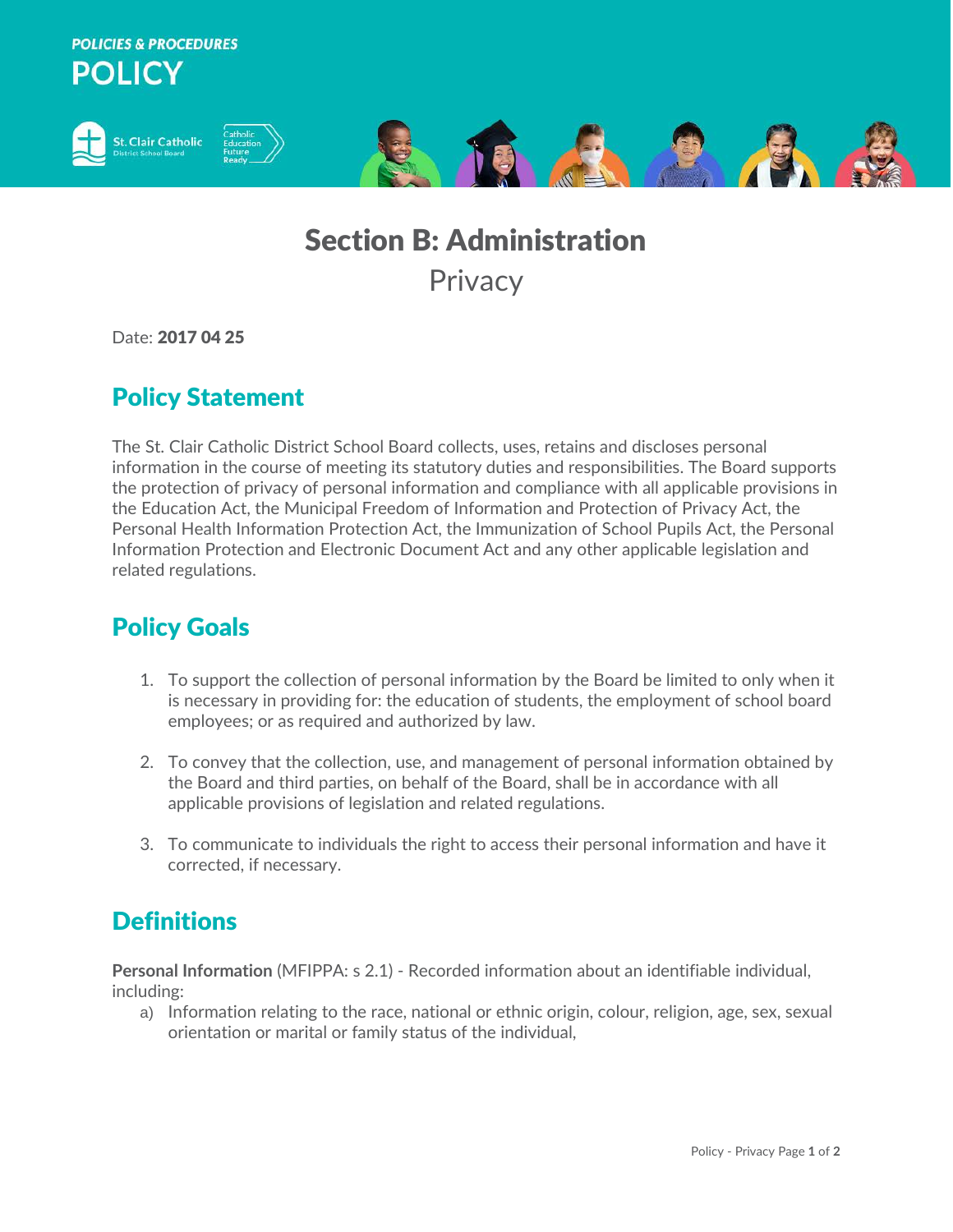POLICIES & PROCEDURES

# POLICY

# Section B: Administration

## Privacy

Date: **2017 04 25**

## Policy Statement

The St. Clair Catholic District School Board collects, uses, retains and discloses personal information in the course of meeting its statutory duties and responsibilities. The Board supports the protection of privacy of personal information and compliance with all applicable provisions in the Education Act, the Municipal Freedom of Information and Protection of Privacy Act, the Personal Health Information Protection Act, the Immunization of School Pupils Act, the Personal Information Protection and Electronic Document Act and any other applicable legislation and related regulations.

## Policy Goals

1. To support the collection of personal information by the Board be limited to only when it is necessary in providing for: the education of students, the employment of school board employees; or as required and authorized by law.
2. To convey that the collection, use, and management of personal information obtained by the Board and third parties, on behalf of the Board, shall be in accordance with all applicable provisions of legislation and related regulations.
3. To communicate to individuals the right to access their personal information and have it corrected, if necessary.

## Definitions

**Personal Information** (MFIPPA: s 2.1) - Recorded information about an identifiable individual, including:

a) Information relating to the race, national or ethnic origin, colour, religion, age, sex, sexual orientation or marital or family status of the individual,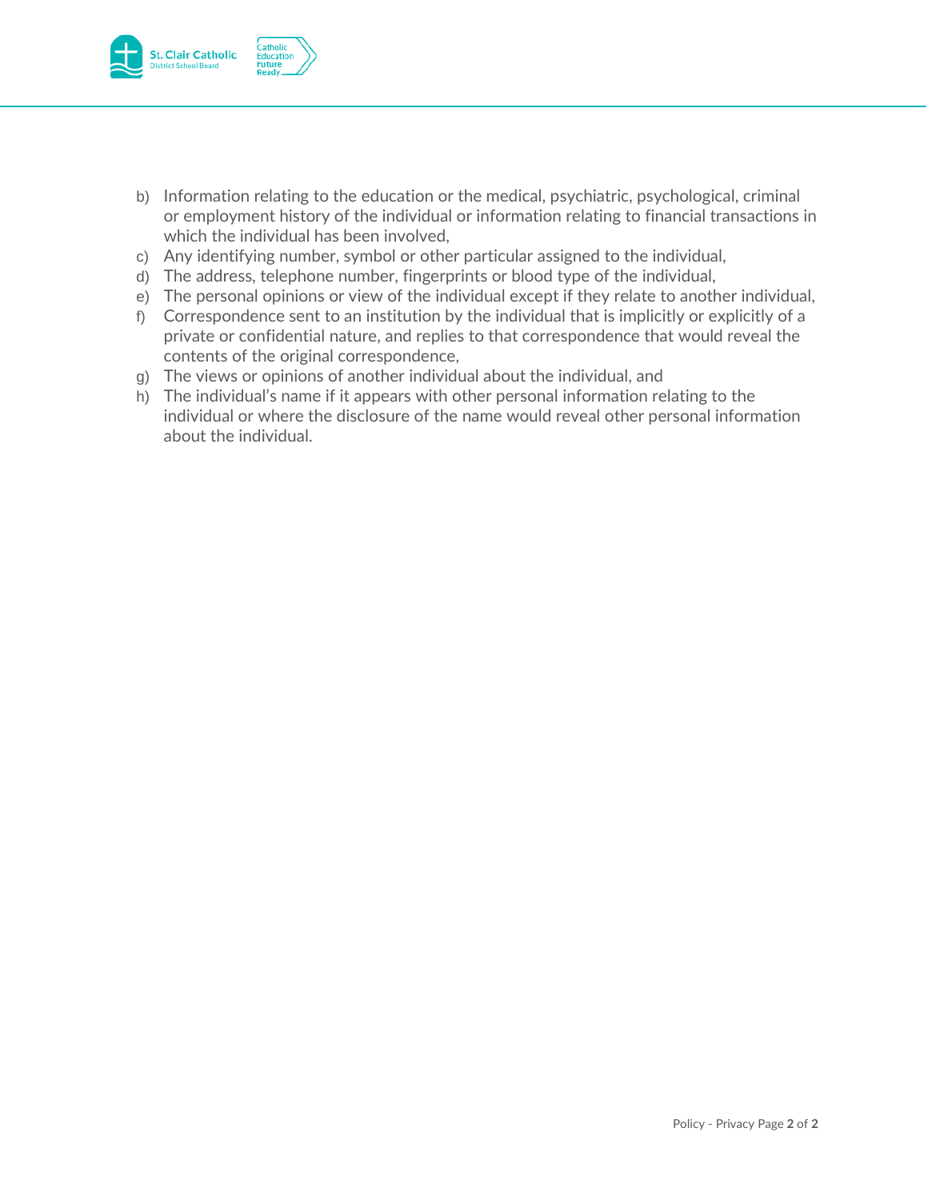b) Information relating to the education or the medical, psychiatric, psychological, criminal or employment history of the individual or information relating to financial transactions in which the individual has been involved,
c) Any identifying number, symbol or other particular assigned to the individual,
d) The address, telephone number, fingerprints or blood type of the individual,
e) The personal opinions or view of the individual except if they relate to another individual,
f) Correspondence sent to an institution by the individual that is implicitly or explicitly of a private or confidential nature, and replies to that correspondence that would reveal the contents of the original correspondence,
g) The views or opinions of another individual about the individual, and
h) The individual's name if it appears with other personal information relating to the individual or where the disclosure of the name would reveal other personal information about the individual.